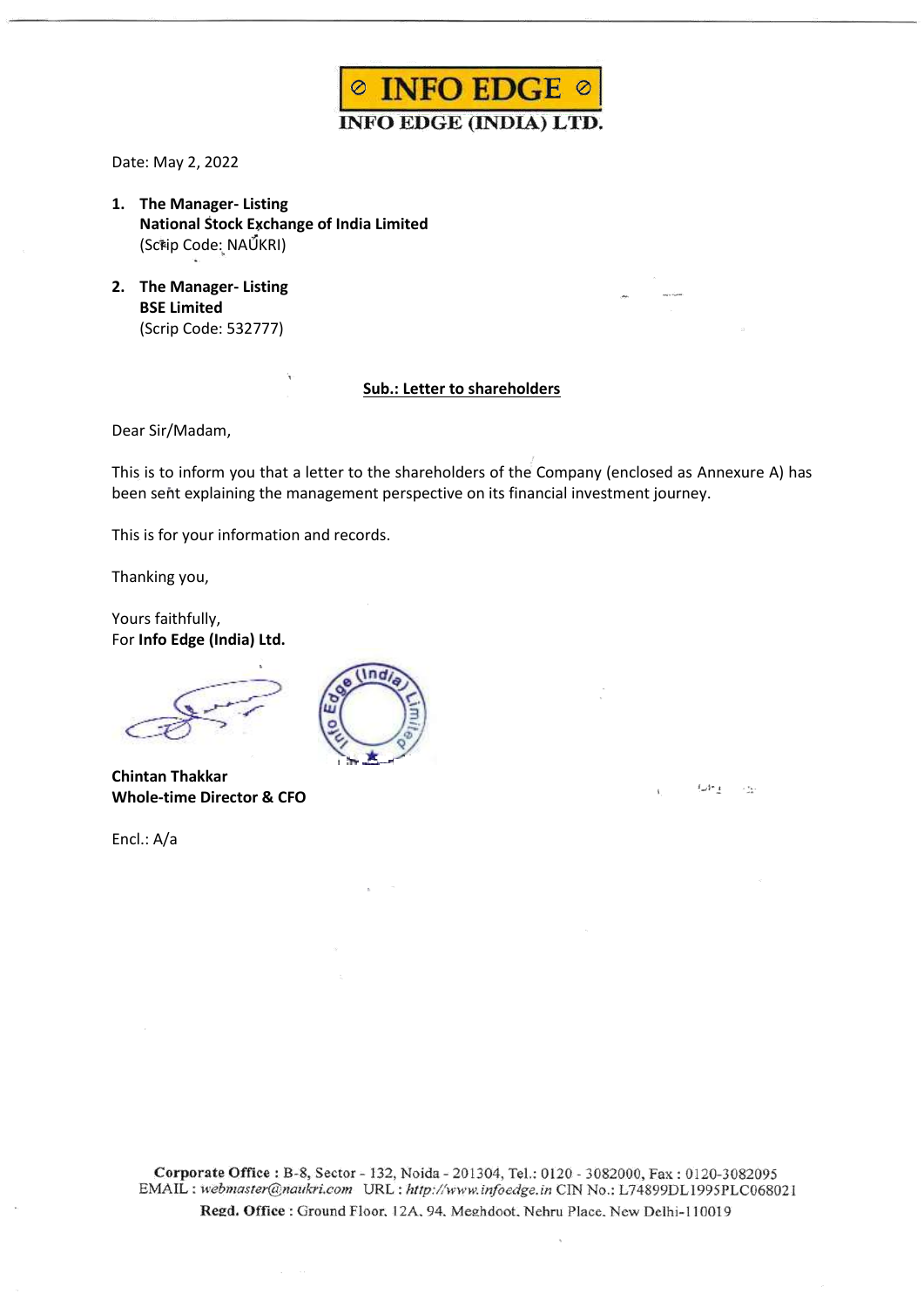**INFO EDGE**

**INFO EDGE (INDIA) LTD.**

Date: May 2, 2022

1. **The Manager- Listing**
   **National Stock Exchange of India Limited**
   (Scrip Code: NAUKRI)

2. **The Manager- Listing**
   **BSE Limited**
   (Scrip Code: 532777)

**Sub.: Letter to shareholders**

Dear Sir/Madam,

This is to inform you that a letter to the shareholders of the Company (enclosed as Annexure A) has been sent explaining the management perspective on its financial investment journey.

This is for your information and records.

Thanking you,

Yours faithfully,
For **Info Edge (India) Ltd.**

**Chintan Thakkar**
**Whole-time Director & CFO**

Encl.: A/a

**Corporate Office** : B-8, Sector - 132, Noida - 201304, Tel.: 0120 - 3082000, Fax : 0120-3082095
EMAIL : *webmaster@naukri.com* URL : *http://www.infoedge.in* CIN No.: L74899DL1995PLC068021
**Regd. Office** : Ground Floor, 12A, 94, Meghdoot, Nehru Place, New Delhi-110019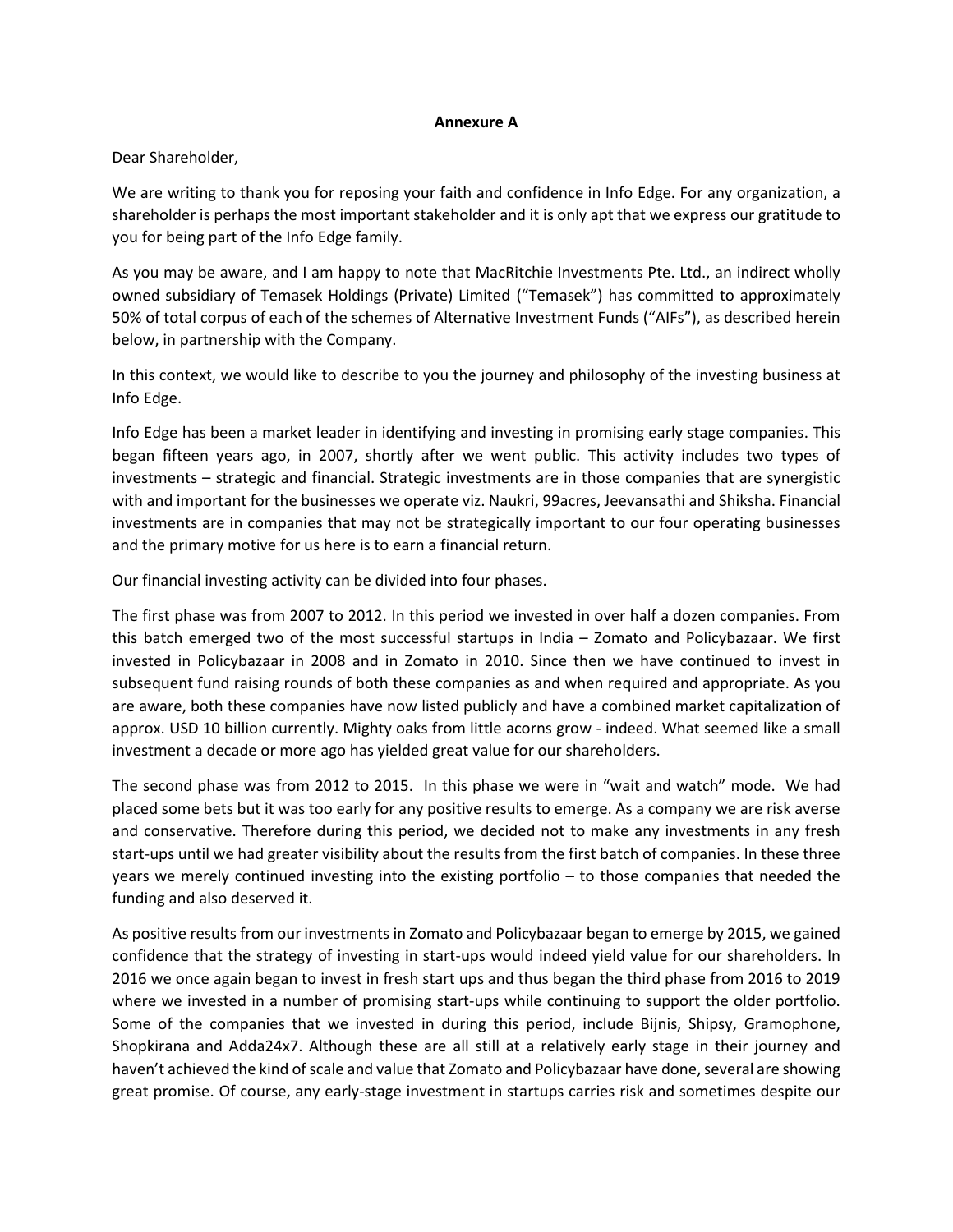**Annexure A**

Dear Shareholder,

We are writing to thank you for reposing your faith and confidence in Info Edge. For any organization, a shareholder is perhaps the most important stakeholder and it is only apt that we express our gratitude to you for being part of the Info Edge family.

As you may be aware, and I am happy to note that MacRitchie Investments Pte. Ltd., an indirect wholly owned subsidiary of Temasek Holdings (Private) Limited ("Temasek") has committed to approximately 50% of total corpus of each of the schemes of Alternative Investment Funds ("AIFs"), as described herein below, in partnership with the Company.

In this context, we would like to describe to you the journey and philosophy of the investing business at Info Edge.

Info Edge has been a market leader in identifying and investing in promising early stage companies. This began fifteen years ago, in 2007, shortly after we went public. This activity includes two types of investments – strategic and financial. Strategic investments are in those companies that are synergistic with and important for the businesses we operate viz. Naukri, 99acres, Jeevansathi and Shiksha. Financial investments are in companies that may not be strategically important to our four operating businesses and the primary motive for us here is to earn a financial return.

Our financial investing activity can be divided into four phases.

The first phase was from 2007 to 2012. In this period we invested in over half a dozen companies. From this batch emerged two of the most successful startups in India – Zomato and Policybazaar. We first invested in Policybazaar in 2008 and in Zomato in 2010. Since then we have continued to invest in subsequent fund raising rounds of both these companies as and when required and appropriate. As you are aware, both these companies have now listed publicly and have a combined market capitalization of approx. USD 10 billion currently. Mighty oaks from little acorns grow - indeed. What seemed like a small investment a decade or more ago has yielded great value for our shareholders.

The second phase was from 2012 to 2015. In this phase we were in "wait and watch" mode. We had placed some bets but it was too early for any positive results to emerge. As a company we are risk averse and conservative. Therefore during this period, we decided not to make any investments in any fresh start-ups until we had greater visibility about the results from the first batch of companies. In these three years we merely continued investing into the existing portfolio – to those companies that needed the funding and also deserved it.

As positive results from our investments in Zomato and Policybazaar began to emerge by 2015, we gained confidence that the strategy of investing in start-ups would indeed yield value for our shareholders. In 2016 we once again began to invest in fresh start ups and thus began the third phase from 2016 to 2019 where we invested in a number of promising start-ups while continuing to support the older portfolio. Some of the companies that we invested in during this period, include Bijnis, Shipsy, Gramophone, Shopkirana and Adda24x7. Although these are all still at a relatively early stage in their journey and haven't achieved the kind of scale and value that Zomato and Policybazaar have done, several are showing great promise. Of course, any early-stage investment in startups carries risk and sometimes despite our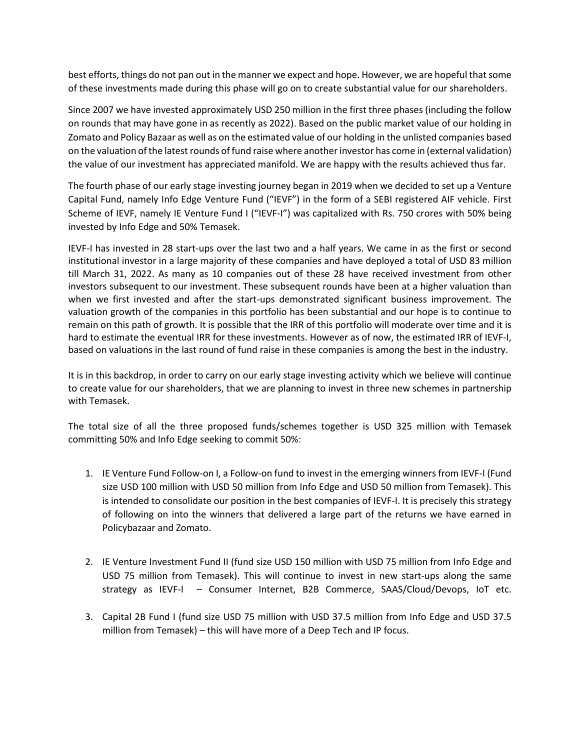best efforts, things do not pan out in the manner we expect and hope. However, we are hopeful that some of these investments made during this phase will go on to create substantial value for our shareholders.

Since 2007 we have invested approximately USD 250 million in the first three phases (including the follow on rounds that may have gone in as recently as 2022). Based on the public market value of our holding in Zomato and Policy Bazaar as well as on the estimated value of our holding in the unlisted companies based on the valuation of the latest rounds of fund raise where another investor has come in (external validation) the value of our investment has appreciated manifold. We are happy with the results achieved thus far.

The fourth phase of our early stage investing journey began in 2019 when we decided to set up a Venture Capital Fund, namely Info Edge Venture Fund ("IEVF") in the form of a SEBI registered AIF vehicle. First Scheme of IEVF, namely IE Venture Fund I ("IEVF-I") was capitalized with Rs. 750 crores with 50% being invested by Info Edge and 50% Temasek.

IEVF-I has invested in 28 start-ups over the last two and a half years. We came in as the first or second institutional investor in a large majority of these companies and have deployed a total of USD 83 million till March 31, 2022. As many as 10 companies out of these 28 have received investment from other investors subsequent to our investment. These subsequent rounds have been at a higher valuation than when we first invested and after the start-ups demonstrated significant business improvement. The valuation growth of the companies in this portfolio has been substantial and our hope is to continue to remain on this path of growth. It is possible that the IRR of this portfolio will moderate over time and it is hard to estimate the eventual IRR for these investments. However as of now, the estimated IRR of IEVF-I, based on valuations in the last round of fund raise in these companies is among the best in the industry.

It is in this backdrop, in order to carry on our early stage investing activity which we believe will continue to create value for our shareholders, that we are planning to invest in three new schemes in partnership with Temasek.

The total size of all the three proposed funds/schemes together is USD 325 million with Temasek committing 50% and Info Edge seeking to commit 50%:

1. IE Venture Fund Follow-on I, a Follow-on fund to invest in the emerging winners from IEVF-I (Fund size USD 100 million with USD 50 million from Info Edge and USD 50 million from Temasek). This is intended to consolidate our position in the best companies of IEVF-I. It is precisely this strategy of following on into the winners that delivered a large part of the returns we have earned in Policybazaar and Zomato.

2. IE Venture Investment Fund II (fund size USD 150 million with USD 75 million from Info Edge and USD 75 million from Temasek). This will continue to invest in new start-ups along the same strategy as IEVF-I – Consumer Internet, B2B Commerce, SAAS/Cloud/Devops, IoT etc.

3. Capital 2B Fund I (fund size USD 75 million with USD 37.5 million from Info Edge and USD 37.5 million from Temasek) – this will have more of a Deep Tech and IP focus.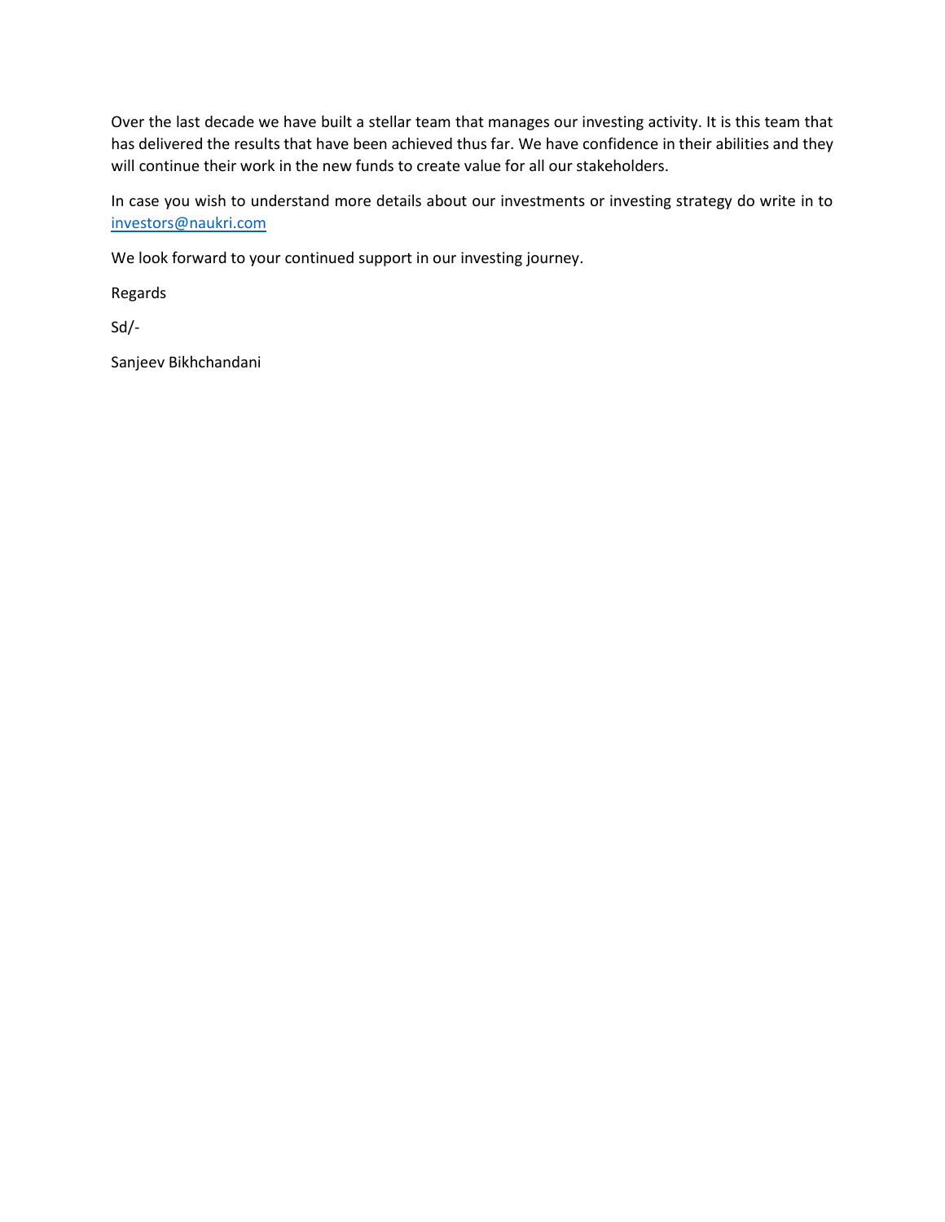Over the last decade we have built a stellar team that manages our investing activity. It is this team that has delivered the results that have been achieved thus far. We have confidence in their abilities and they will continue their work in the new funds to create value for all our stakeholders.

In case you wish to understand more details about our investments or investing strategy do write in to investors@naukri.com

We look forward to your continued support in our investing journey.

Regards

Sd/-

Sanjeev Bikhchandani